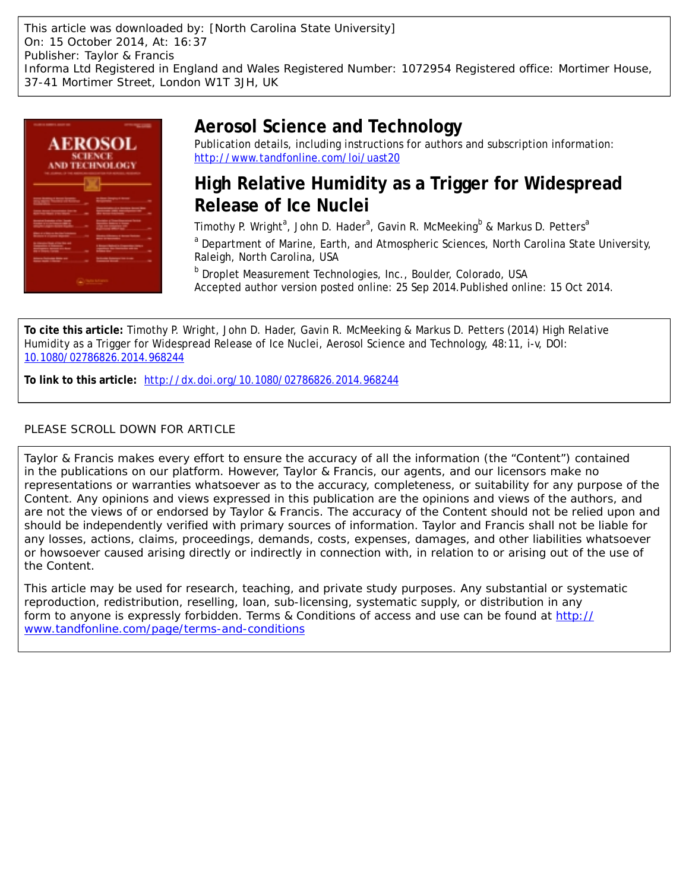This article was downloaded by: [North Carolina State University]
On: 15 October 2014, At: 16:37
Publisher: Taylor & Francis
Informa Ltd Registered in England and Wales Registered Number: 1072954 Registered office: Mortimer House, 37-41 Mortimer Street, London W1T 3JH, UK

# Aerosol Science and Technology

Publication details, including instructions for authors and subscription information:
http://www.tandfonline.com/loi/uast20

## High Relative Humidity as a Trigger for Widespread Release of Ice Nuclei

Timothy P. Wright[a], John D. Hader[a], Gavin R. McMeeking[b] & Markus D. Petters[a]

[a] Department of Marine, Earth, and Atmospheric Sciences, North Carolina State University, Raleigh, North Carolina, USA

[b] Droplet Measurement Technologies, Inc., Boulder, Colorado, USA

Accepted author version posted online: 25 Sep 2014. Published online: 15 Oct 2014.

**To cite this article:** Timothy P. Wright, John D. Hader, Gavin R. McMeeking & Markus D. Petters (2014) High Relative Humidity as a Trigger for Widespread Release of Ice Nuclei, Aerosol Science and Technology, 48:11, i-v, DOI: 10.1080/02786826.2014.968244

**To link to this article:** http://dx.doi.org/10.1080/02786826.2014.968244

PLEASE SCROLL DOWN FOR ARTICLE

Taylor & Francis makes every effort to ensure the accuracy of all the information (the "Content") contained in the publications on our platform. However, Taylor & Francis, our agents, and our licensors make no representations or warranties whatsoever as to the accuracy, completeness, or suitability for any purpose of the Content. Any opinions and views expressed in this publication are the opinions and views of the authors, and are not the views of or endorsed by Taylor & Francis. The accuracy of the Content should not be relied upon and should be independently verified with primary sources of information. Taylor and Francis shall not be liable for any losses, actions, claims, proceedings, demands, costs, expenses, damages, and other liabilities whatsoever or howsoever caused arising directly or indirectly in connection with, in relation to or arising out of the use of the Content.

This article may be used for research, teaching, and private study purposes. Any substantial or systematic reproduction, redistribution, reselling, loan, sub-licensing, systematic supply, or distribution in any form to anyone is expressly forbidden. Terms & Conditions of access and use can be found at http://www.tandfonline.com/page/terms-and-conditions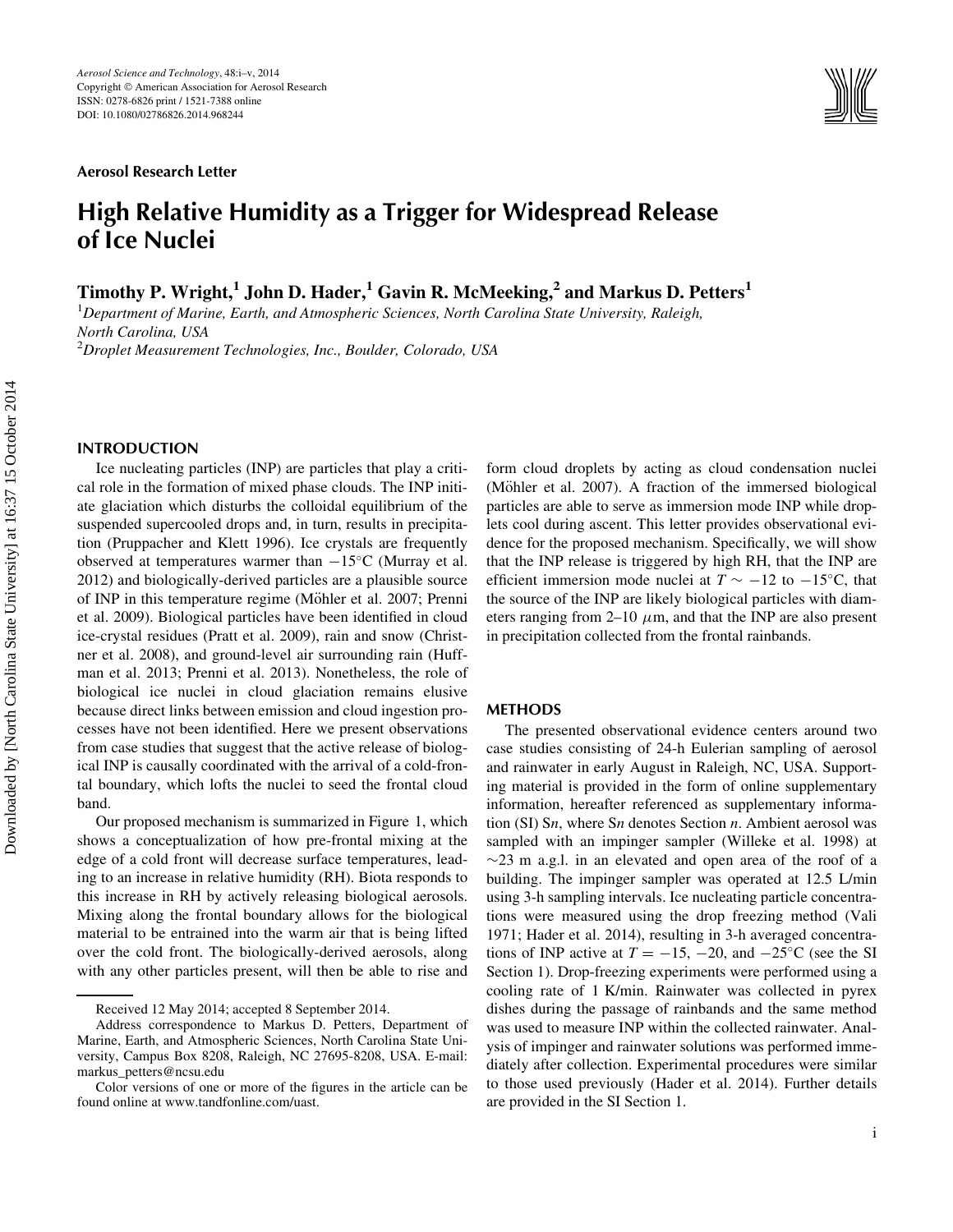*Aerosol Research Letter*

# High Relative Humidity as a Trigger for Widespread Release of Ice Nuclei

**Timothy P. Wright,[1] John D. Hader,[1] Gavin R. McMeeking,[2] and Markus D. Petters[1]**

[1]*Department of Marine, Earth, and Atmospheric Sciences, North Carolina State University, Raleigh, North Carolina, USA*

[2]*Droplet Measurement Technologies, Inc., Boulder, Colorado, USA*

## INTRODUCTION

Ice nucleating particles (INP) are particles that play a critical role in the formation of mixed phase clouds. The INP initiate glaciation which disturbs the colloidal equilibrium of the suspended supercooled drops and, in turn, results in precipitation (Pruppacher and Klett 1996). Ice crystals are frequently observed at temperatures warmer than −15°C (Murray et al. 2012) and biologically-derived particles are a plausible source of INP in this temperature regime (Möhler et al. 2007; Prenni et al. 2009). Biological particles have been identified in cloud ice-crystal residues (Pratt et al. 2009), rain and snow (Christner et al. 2008), and ground-level air surrounding rain (Huffman et al. 2013; Prenni et al. 2013). Nonetheless, the role of biological ice nuclei in cloud glaciation remains elusive because direct links between emission and cloud ingestion processes have not been identified. Here we present observations from case studies that suggest that the active release of biological INP is causally coordinated with the arrival of a cold-frontal boundary, which lofts the nuclei to seed the frontal cloud band.

Our proposed mechanism is summarized in Figure 1, which shows a conceptualization of how pre-frontal mixing at the edge of a cold front will decrease surface temperatures, leading to an increase in relative humidity (RH). Biota responds to this increase in RH by actively releasing biological aerosols. Mixing along the frontal boundary allows for the biological material to be entrained into the warm air that is being lifted over the cold front. The biologically-derived aerosols, along with any other particles present, will then be able to rise and form cloud droplets by acting as cloud condensation nuclei (Möhler et al. 2007). A fraction of the immersed biological particles are able to serve as immersion mode INP while droplets cool during ascent. This letter provides observational evidence for the proposed mechanism. Specifically, we will show that the INP release is triggered by high RH, that the INP are efficient immersion mode nuclei at $T \sim -12$ to $-15$°C, that the source of the INP are likely biological particles with diameters ranging from 2–10 $\mu$m, and that the INP are also present in precipitation collected from the frontal rainbands.

## METHODS

The presented observational evidence centers around two case studies consisting of 24-h Eulerian sampling of aerosol and rainwater in early August in Raleigh, NC, USA. Supporting material is provided in the form of online supplementary information, hereafter referenced as supplementary information (SI) S*n*, where S*n* denotes Section *n*. Ambient aerosol was sampled with an impinger sampler (Willeke et al. 1998) at ~23 m a.g.l. in an elevated and open area of the roof of a building. The impinger sampler was operated at 12.5 L/min using 3-h sampling intervals. Ice nucleating particle concentrations were measured using the drop freezing method (Vali 1971; Hader et al. 2014), resulting in 3-h averaged concentrations of INP active at $T = -15$, $-20$, and $-25$°C (see the SI Section 1). Drop-freezing experiments were performed using a cooling rate of 1 K/min. Rainwater was collected in pyrex dishes during the passage of rainbands and the same method was used to measure INP within the collected rainwater. Analysis of impinger and rainwater solutions was performed immediately after collection. Experimental procedures were similar to those used previously (Hader et al. 2014). Further details are provided in the SI Section 1.

---

Received 12 May 2014; accepted 8 September 2014.

Address correspondence to Markus D. Petters, Department of Marine, Earth, and Atmospheric Sciences, North Carolina State University, Campus Box 8208, Raleigh, NC 27695-8208, USA. E-mail: markus_petters@ncsu.edu

Color versions of one or more of the figures in the article can be found online at www.tandfonline.com/uast.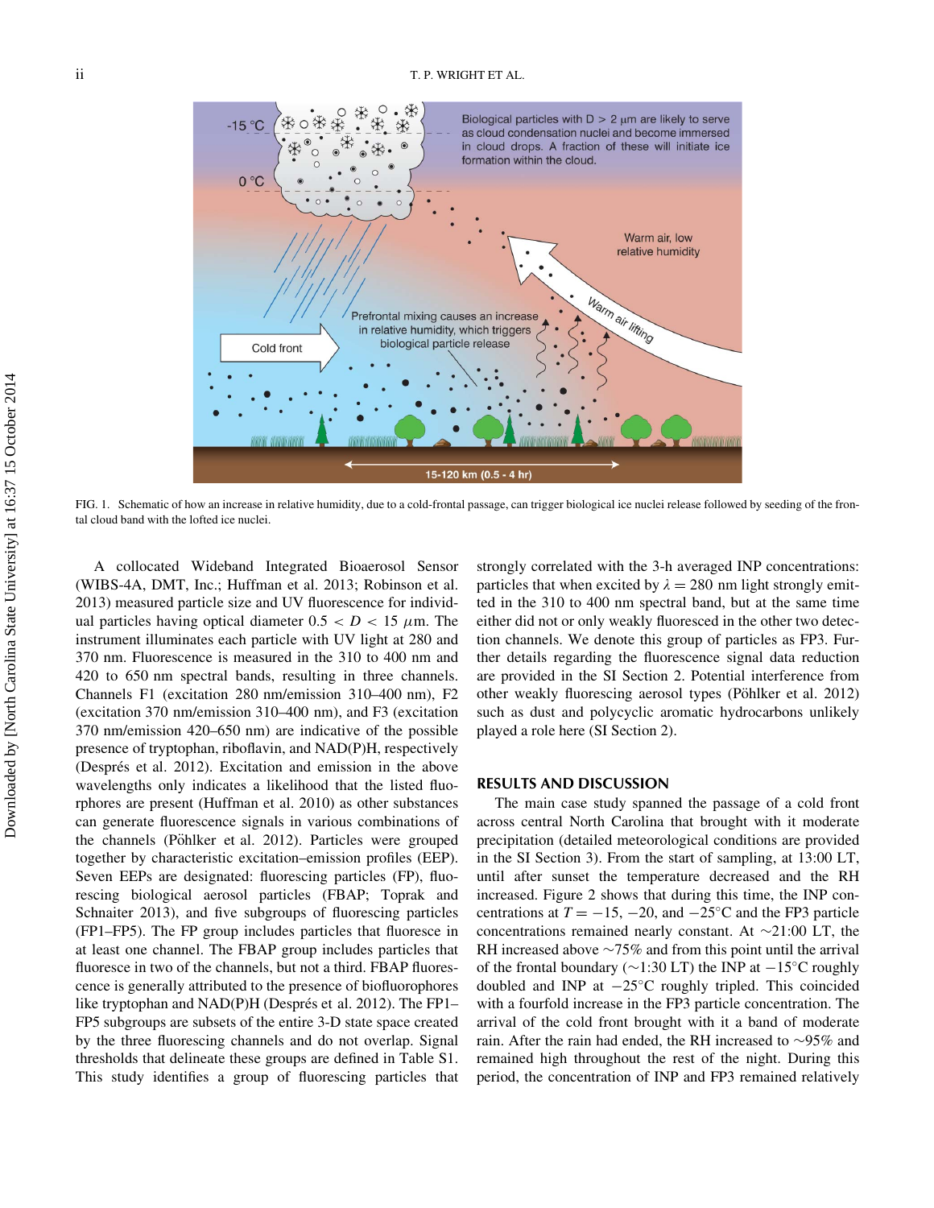FIG. 1. Schematic of how an increase in relative humidity, due to a cold-frontal passage, can trigger biological ice nuclei release followed by seeding of the frontal cloud band with the lofted ice nuclei.

A collocated Wideband Integrated Bioaerosol Sensor (WIBS-4A, DMT, Inc.; Huffman et al. 2013; Robinson et al. 2013) measured particle size and UV fluorescence for individual particles having optical diameter $0.5 < D < 15$ $\mu$m. The instrument illuminates each particle with UV light at 280 and 370 nm. Fluorescence is measured in the 310 to 400 nm and 420 to 650 nm spectral bands, resulting in three channels. Channels F1 (excitation 280 nm/emission 310–400 nm), F2 (excitation 370 nm/emission 310–400 nm), and F3 (excitation 370 nm/emission 420–650 nm) are indicative of the possible presence of tryptophan, riboflavin, and NAD(P)H, respectively (Després et al. 2012). Excitation and emission in the above wavelengths only indicates a likelihood that the listed fluorophores are present (Huffman et al. 2010) as other substances can generate fluorescence signals in various combinations of the channels (Pöhlker et al. 2012). Particles were grouped together by characteristic excitation–emission profiles (EEP). Seven EEPs are designated: fluorescing particles (FP), fluorescing biological aerosol particles (FBAP; Toprak and Schnaiter 2013), and five subgroups of fluorescing particles (FP1–FP5). The FP group includes particles that fluoresce in at least one channel. The FBAP group includes particles that fluoresce in two of the channels, but not a third. FBAP fluorescence is generally attributed to the presence of biofluorophores like tryptophan and NAD(P)H (Després et al. 2012). The FP1–FP5 subgroups are subsets of the entire 3-D state space created by the three fluorescing channels and do not overlap. Signal thresholds that delineate these groups are defined in Table S1. This study identifies a group of fluorescing particles that strongly correlated with the 3-h averaged INP concentrations: particles that when excited by $\lambda = 280$ nm light strongly emitted in the 310 to 400 nm spectral band, but at the same time either did not or only weakly fluoresced in the other two detection channels. We denote this group of particles as FP3. Further details regarding the fluorescence signal data reduction are provided in the SI Section 2. Potential interference from other weakly fluorescing aerosol types (Pöhlker et al. 2012) such as dust and polycyclic aromatic hydrocarbons unlikely played a role here (SI Section 2).

## RESULTS AND DISCUSSION

The main case study spanned the passage of a cold front across central North Carolina that brought with it moderate precipitation (detailed meteorological conditions are provided in the SI Section 3). From the start of sampling, at 13:00 LT, until after sunset the temperature decreased and the RH increased. Figure 2 shows that during this time, the INP concentrations at $T = -15$, $-20$, and $-25$°C and the FP3 particle concentrations remained nearly constant. At ~21:00 LT, the RH increased above ~75% and from this point until the arrival of the frontal boundary (~1:30 LT) the INP at $-15$°C roughly doubled and INP at $-25$°C roughly tripled. This coincided with a fourfold increase in the FP3 particle concentration. The frontal boundary brought with it a band of moderate rain. After the rain had ended, the RH increased to ~95% and remained high throughout the rest of the night. During this period, the concentration of INP and FP3 remained relatively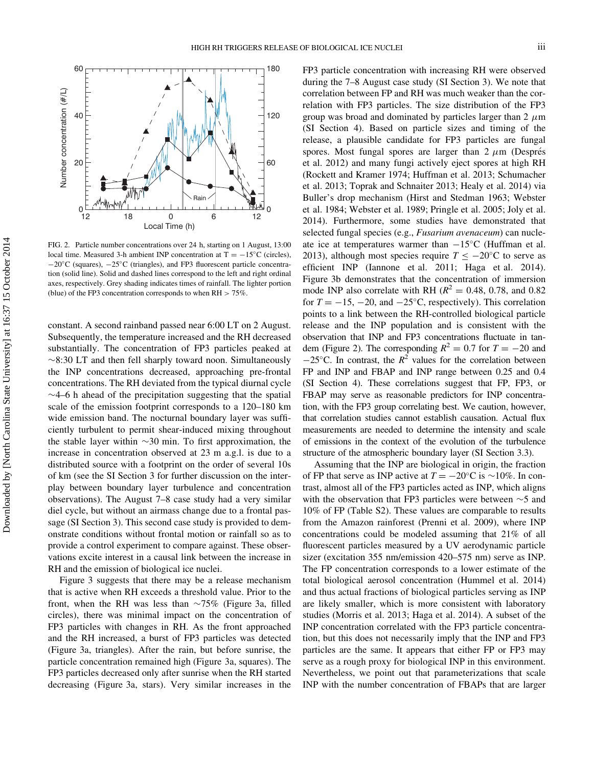FIG. 2. Particle number concentrations over 24 h, starting on 1 August, 13:00 local time. Measured 3-h ambient INP concentration at T = −15°C (circles), −20°C (squares), −25°C (triangles), and FP3 fluorescent particle concentration (solid line). Solid and dashed lines correspond to the left and right ordinal axes, respectively. Grey shading indicates times of rainfall. The lighter portion (blue) of the FP3 concentration corresponds to when RH > 75%.

constant. A second rainband passed near 6:00 LT on 2 August. Subsequently, the temperature increased and the RH decreased substantially. The concentration of FP3 particles peaked at ~8:30 LT and then fell sharply toward noon. Simultaneously the INP concentrations decreased, approaching pre-frontal concentrations. The RH deviated from the typical diurnal cycle ~4–6 h ahead of the precipitation suggesting that the spatial scale of the emission footprint corresponds to a 120–180 km wide emission band. The nocturnal boundary layer was sufficiently turbulent to permit shear-induced mixing throughout the stable layer within ~30 min. To first approximation, the increase in concentration observed at 23 m a.g.l. is due to a distributed source with a footprint on the order of several 10s of km (see the SI Section 3 for further discussion on the interplay between boundary layer turbulence and concentration observations). The August 7–8 case study had a very similar diel cycle, but without an airmass change due to a frontal passage (SI Section 3). This second case study is provided to demonstrate conditions without frontal motion or rainfall so as to provide a control experiment to compare against. These observations excite interest in a causal link between the increase in RH and the emission of biological ice nuclei.

Figure 3 suggests that there may be a release mechanism that is active when RH exceeds a threshold value. Prior to the front, when the RH was less than ~75% (Figure 3a, filled circles), there was minimal impact on the concentration of FP3 particles with changes in RH. As the front approached and the RH increased, a burst of FP3 particles was detected (Figure 3a, triangles). After the rain, but before sunrise, the particle concentration remained high (Figure 3a, squares). The FP3 particles decreased only after sunrise when the RH started decreasing (Figure 3a, stars). Very similar increases in the FP3 particle concentration with increasing RH were observed during the 7–8 August case study (SI Section 3). We note that correlation between FP and RH was much weaker than the correlation with FP3 particles. The size distribution of the FP3 group was broad and dominated by particles larger than 2 $\mu$m (SI Section 4). Based on particle sizes and timing of the release, a plausible candidate for FP3 particles are fungal spores. Most fungal spores are larger than 2 $\mu$m (Després et al. 2012) and many fungi actively eject spores at high RH (Rockett and Kramer 1974; Huffman et al. 2013; Schumacher et al. 2013; Toprak and Schnaiter 2013; Healy et al. 2014) via Buller's drop mechanism (Hirst and Stedman 1963; Webster et al. 1984; Webster et al. 1989; Pringle et al. 2005; Joly et al. 2014). Furthermore, some studies have demonstrated that selected fungal species (e.g., *Fusarium avenaceum*) can nucleate ice at temperatures warmer than −15°C (Huffman et al. 2013), although most species require $T \leq -20$°C to serve as efficient INP (Iannone et al. 2011; Haga et al. 2014). Figure 3b demonstrates that the concentration of immersion mode INP also correlate with RH ($R^2 = 0.48$, 0.78, and 0.82 for $T = -15$, −20, and −25°C, respectively). This correlation points to a link between the RH-controlled biological particle release and the INP population and is consistent with the observation that INP and FP3 concentrations fluctuate in tandem (Figure 2). The corresponding $R^2 = 0.7$ for $T = -20$ and −25°C. In contrast, the $R^2$ values for the correlation between FP and INP and FBAP and INP range between 0.25 and 0.4 (SI Section 4). These correlations suggest that FP, FP3, or FBAP may serve as reasonable predictors for INP concentration, with the FP3 group correlating best. We caution, however, that correlation studies cannot establish causation. Actual flux measurements are needed to determine the intensity and scale of emissions in the context of the evolution of the turbulence structure of the atmospheric boundary layer (SI Section 3.3).

Assuming that the INP are biological in origin, the fraction of FP that serve as INP active at $T = -20$°C is ~10%. In contrast, almost all of the FP3 particles acted as INP, which aligns with the observation that FP3 particles were between ~5 and 10% of FP (Table S2). These values are comparable to results from the Amazon rainforest (Prenni et al. 2009), where INP concentrations could be modeled assuming that 21% of all fluorescent particles measured by a UV aerodynamic particle sizer (excitation 355 nm/emission 420–575 nm) serve as INP. The FP concentration corresponds to a lower estimate of the total biological aerosol concentration (Hummel et al. 2014) and thus actual fractions of biological particles serving as INP are likely smaller, which is more consistent with laboratory studies (Morris et al. 2013; Haga et al. 2014). A subset of the INP concentration correlated with the FP3 particle concentration, but this does not necessarily imply that either the INP and FP3 particles are the same. It appears that either FP or FP3 may serve as a rough proxy for biological INP in this environment. Nevertheless, we point out that parameterizations that scale INP with the number concentration of FBAPs that are larger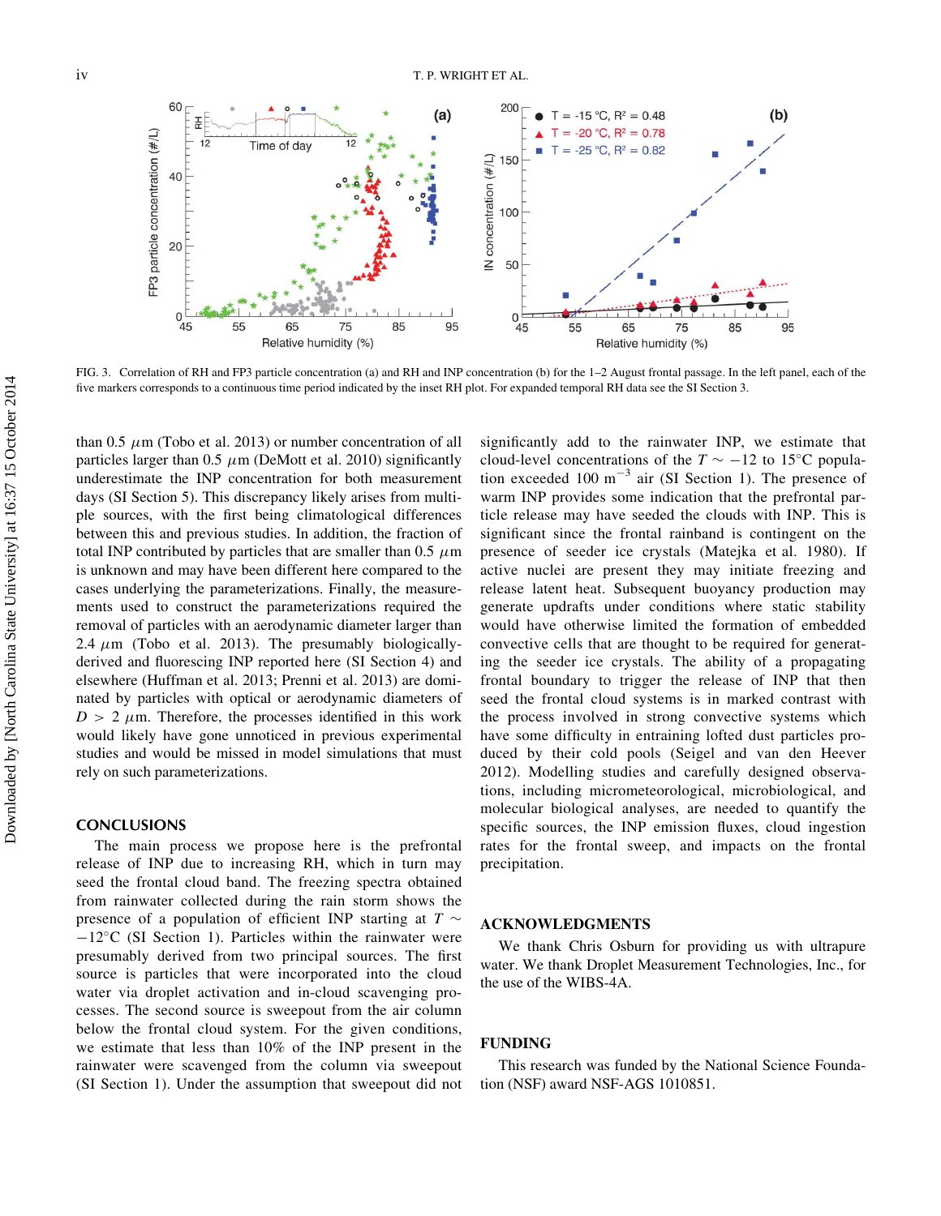FIG. 3. Correlation of RH and FP3 particle concentration (a) and RH and INP concentration (b) for the 1–2 August frontal passage. In the left panel, each of the five markers corresponds to a continuous time period indicated by the inset RH plot. For expanded temporal RH data see the SI Section 3.

than 0.5 $\mu$m (Tobo et al. 2013) or number concentration of all particles larger than 0.5 $\mu$m (DeMott et al. 2010) significantly underestimate the INP concentration for both measurement days (SI Section 5). This discrepancy likely arises from multiple sources, with the first being climatological differences between this and previous studies. In addition, the fraction of total INP contributed by particles that are smaller than 0.5 $\mu$m is unknown and may have been different here compared to the cases underlying the parameterizations. Finally, the measurements used to construct the parameterizations required the removal of particles with an aerodynamic diameter larger than 2.4 $\mu$m (Tobo et al. 2013). The presumably biologically-derived and fluorescing INP reported here (SI Section 4) and elsewhere (Huffman et al. 2013; Prenni et al. 2013) are dominated by particles with optical or aerodynamic diameters of $D > 2$ $\mu$m. Therefore, the processes identified in this work would likely have gone unnoticed in previous experimental studies and would be missed in model simulations that must rely on such parameterizations.

## CONCLUSIONS

The main process we propose here is the prefrontal release of INP due to increasing RH, which in turn may seed the frontal cloud band. The freezing spectra obtained from rainwater collected during the rain storm shows the presence of a population of efficient INP starting at $T \sim -12$°C (SI Section 1). Particles within the rainwater were presumably derived from two principal sources. The first source is particles that were incorporated into the cloud water via droplet activation and in-cloud scavenging processes. The second source is sweepout from the air column below the frontal cloud system. For the given conditions, we estimate that less than 10% of the INP present in the rainwater were scavenged from the column via sweepout (SI Section 1). Under the assumption that sweepout did not significantly add to the rainwater INP, we estimate that cloud-level concentrations of the $T \sim -12$ to 15°C population exceeded 100 $m^{-3}$ air (SI Section 1). The presence of warm INP provides some indication that the prefrontal particle release may have seeded the clouds with INP. This is significant since the frontal rainband is contingent on the presence of seeder ice crystals (Matejka et al. 1980). If active nuclei are present they may initiate freezing and release latent heat. Subsequent buoyancy production may generate updrafts under conditions where static stability would have otherwise limited the formation of embedded convective cells that are thought to be required for generating the seeder ice crystals. The ability of a propagating frontal boundary to trigger the release of INP that then seed the frontal cloud systems is in marked contrast with the process involved in strong convective systems which have some difficulty in entraining lofted dust particles produced by their cold pools (Seigel and van den Heever 2012). Modelling studies and carefully designed observations, including micrometeorological, microbiological, and molecular biological analyses, are needed to quantify the specific sources, the INP emission fluxes, cloud ingestion rates for the frontal sweep, and impacts on the frontal precipitation.

## ACKNOWLEDGMENTS

We thank Chris Osburn for providing us with ultrapure water. We thank Droplet Measurement Technologies, Inc., for the use of the WIBS-4A.

## FUNDING

This research was funded by the National Science Foundation (NSF) award NSF-AGS 1010851.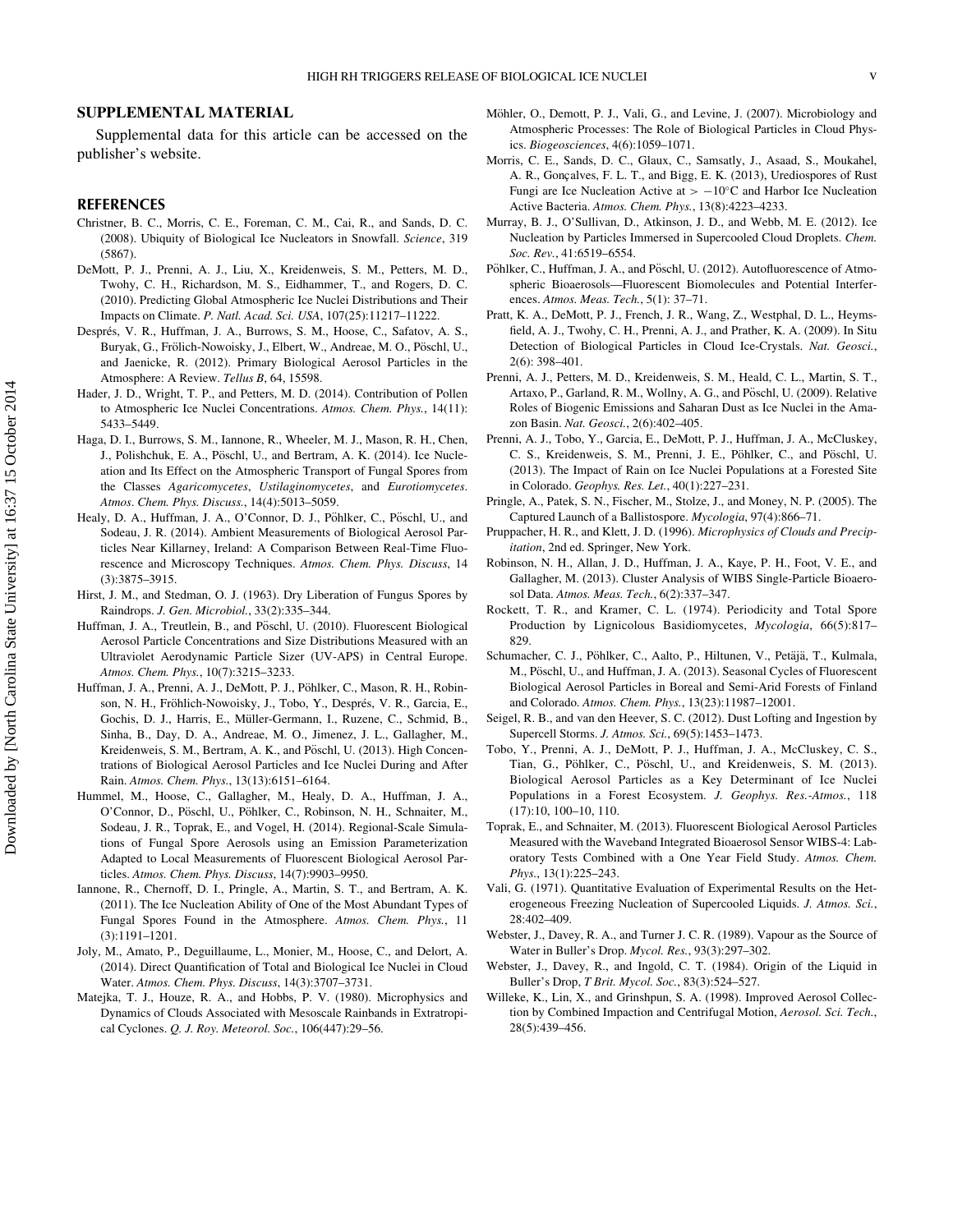## SUPPLEMENTAL MATERIAL

Supplemental data for this article can be accessed on the publisher's website.

## REFERENCES

Christner, B. C., Morris, C. E., Foreman, C. M., Cai, R., and Sands, D. C. (2008). Ubiquity of Biological Ice Nucleators in Snowfall. *Science*, 319 (5867).

DeMott, P. J., Prenni, A. J., Liu, X., Kreidenweis, S. M., Petters, M. D., Twohy, C. H., Richardson, M. S., Eidhammer, T., and Rogers, D. C. (2010). Predicting Global Atmospheric Ice Nuclei Distributions and Their Impacts on Climate. *P. Natl. Acad. Sci. USA*, 107(25):11217–11222.

Després, V. R., Huffman, J. A., Burrows, S. M., Hoose, C., Safatov, A. S., Buryak, G., Frölich-Nowoisky, J., Elbert, W., Andreae, M. O., Pöschl, U., and Jaenicke, R. (2012). Primary Biological Aerosol Particles in the Atmosphere: A Review. *Tellus B*, 64, 15598.

Hader, J. D., Wright, T. P., and Petters, M. D. (2014). Contribution of Pollen to Atmospheric Ice Nuclei Concentrations. *Atmos. Chem. Phys.*, 14(11): 5433–5449.

Haga, D. I., Burrows, S. M., Iannone, R., Wheeler, M. J., Mason, R. H., Chen, J., Polishchuk, E. A., Pöschl, U., and Bertram, A. K. (2014). Ice Nucleation and Its Effect on the Atmospheric Transport of Fungal Spores from the Classes *Agaricomycetes*, *Ustilaginomycetes*, and *Eurotiomycetes*. *Atmos. Chem. Phys. Discuss.*, 14(4):5013–5059.

Healy, D. A., Huffman, J. A., O'Connor, D. J., Pöhlker, C., Pöschl, U., and Sodeau, J. R. (2014). Ambient Measurements of Biological Aerosol Particles Near Killarney, Ireland: A Comparison Between Real-Time Fluorescence and Microscopy Techniques. *Atmos. Chem. Phys. Discuss*, 14 (3):3875–3915.

Hirst, J. M., and Stedman, O. J. (1963). Dry Liberation of Fungus Spores by Raindrops. *J. Gen. Microbiol.*, 33(2):335–344.

Huffman, J. A., Treutlein, B., and Pöschl, U. (2010). Fluorescent Biological Aerosol Particle Concentrations and Size Distributions Measured with an Ultraviolet Aerodynamic Particle Sizer (UV-APS) in Central Europe. *Atmos. Chem. Phys.*, 10(7):3215–3233.

Huffman, J. A., Prenni, A. J., DeMott, P. J., Pöhlker, C., Mason, R. H., Robinson, N. H., Fröhlich-Nowoisky, J., Tobo, Y., Després, V. R., Garcia, E., Gochis, D. J., Harris, E., Müller-Germann, I., Ruzene, C., Schmid, B., Sinha, B., Day, D. A., Andreae, M. O., Jimenez, J. L., Gallagher, M., Kreidenweis, S. M., Bertram, A. K., and Pöschl, U. (2013). High Concentrations of Biological Aerosol Particles and Ice Nuclei During and After Rain. *Atmos. Chem. Phys.*, 13(13):6151–6164.

Hummel, M., Hoose, C., Gallagher, M., Healy, D. A., Huffman, J. A., O'Connor, D., Pöschl, U., Pöhlker, C., Robinson, N. H., Schnaiter, M., Sodeau, J. R., Toprak, E., and Vogel, H. (2014). Regional-Scale Simulations of Fungal Spore Aerosols using an Emission Parameterization Adapted to Local Measurements of Fluorescent Biological Aerosol Particles. *Atmos. Chem. Phys. Discuss*, 14(7):9903–9950.

Iannone, R., Chernoff, D. I., Pringle, A., Martin, S. T., and Bertram, A. K. (2011). The Ice Nucleation Ability of One of the Most Abundant Types of Fungal Spores Found in the Atmosphere. *Atmos. Chem. Phys.*, 11 (3):1191–1201.

Joly, M., Amato, P., Deguillaume, L., Monier, M., Hoose, C., and Delort, A. (2014). Direct Quantification of Total and Biological Ice Nuclei in Cloud Water. *Atmos. Chem. Phys. Discuss*, 14(3):3707–3731.

Matejka, T. J., Houze, R. A., and Hobbs, P. V. (1980). Microphysics and Dynamics of Clouds Associated with Mesoscale Rainbands in Extratropical Cyclones. *Q. J. Roy. Meteorol. Soc.*, 106(447):29–56.

Möhler, O., Demott, P. J., Vali, G., and Levine, J. (2007). Microbiology and Atmospheric Processes: The Role of Biological Particles in Cloud Physics. *Biogeosciences*, 4(6):1059–1071.

Morris, C. E., Sands, D. C., Glaux, C., Samsatly, J., Asaad, S., Moukahel, A. R., Gonçalves, F. L. T., and Bigg, E. K. (2013), Urediospores of Rust Fungi are Ice Nucleation Active at $> -10°C$ and Harbor Ice Nucleation Active Bacteria. *Atmos. Chem. Phys.*, 13(8):4223–4233.

Murray, B. J., O'Sullivan, D., Atkinson, J. D., and Webb, M. E. (2012). Ice Nucleation by Particles Immersed in Supercooled Cloud Droplets. *Chem. Soc. Rev.*, 41:6519–6554.

Pöhlker, C., Huffman, J. A., and Pöschl, U. (2012). Autofluorescence of Atmospheric Bioaerosols—Fluorescent Biomolecules and Potential Interferences. *Atmos. Meas. Tech.*, 5(1): 37–71.

Pratt, K. A., DeMott, P. J., French, J. R., Wang, Z., Westphal, D. L., Heymsfield, A. J., Twohy, C. H., Prenni, A. J., and Prather, K. A. (2009). In Situ Detection of Biological Particles in Cloud Ice-Crystals. *Nat. Geosci.*, 2(6): 398–401.

Prenni, A. J., Petters, M. D., Kreidenweis, S. M., Heald, C. L., Martin, S. T., Artaxo, P., Garland, R. M., Wollny, A. G., and Pöschl, U. (2009). Relative Roles of Biogenic Emissions and Saharan Dust as Ice Nuclei in the Amazon Basin. *Nat. Geosci.*, 2(6):402–405.

Prenni, A. J., Tobo, Y., Garcia, E., DeMott, P. J., Huffman, J. A., McCluskey, C. S., Kreidenweis, S. M., Prenni, J. E., Pöhlker, C., and Pöschl, U. (2013). The Impact of Rain on Ice Nuclei Populations at a Forested Site in Colorado. *Geophys. Res. Let.*, 40(1):227–231.

Pringle, A., Patek, S. N., Fischer, M., Stolze, J., and Money, N. P. (2005). The Captured Launch of a Ballistospore. *Mycologia*, 97(4):866–71.

Pruppacher, H. R., and Klett, J. D. (1996). *Microphysics of Clouds and Precipitation*, 2nd ed. Springer, New York.

Robinson, N. H., Allan, J. D., Huffman, J. A., Kaye, P. H., Foot, V. E., and Gallagher, M. (2013). Cluster Analysis of WIBS Single-Particle Bioaerosol Data. *Atmos. Meas. Tech.*, 6(2):337–347.

Rockett, T. R., and Kramer, C. L. (1974). Periodicity and Total Spore Production by Lignicolous Basidiomycetes, *Mycologia*, 66(5):817–829.

Schumacher, C. J., Pöhlker, C., Aalto, P., Hiltunen, V., Petäjä, T., Kulmala, M., Pöschl, U., and Huffman, J. A. (2013). Seasonal Cycles of Fluorescent Biological Aerosol Particles in Boreal and Semi-Arid Forests of Finland and Colorado. *Atmos. Chem. Phys.*, 13(23):11987–12001.

Seigel, R. B., and van den Heever, S. C. (2012). Dust Lofting and Ingestion by Supercell Storms. *J. Atmos. Sci.*, 69(5):1453–1473.

Tobo, Y., Prenni, A. J., DeMott, P. J., Huffman, J. A., McCluskey, C. S., Tian, G., Pöhlker, C., Pöschl, U., and Kreidenweis, S. M. (2013). Biological Aerosol Particles as a Key Determinant of Ice Nuclei Populations in a Forest Ecosystem. *J. Geophys. Res.-Atmos.*, 118 (17):10, 100–10, 110.

Toprak, E., and Schnaiter, M. (2013). Fluorescent Biological Aerosol Particles Measured with the Waveband Integrated Bioaerosol Sensor WIBS-4: Laboratory Tests Combined with a One Year Field Study. *Atmos. Chem. Phys.*, 13(1):225–243.

Vali, G. (1971). Quantitative Evaluation of Experimental Results on the Heterogeneous Freezing Nucleation of Supercooled Liquids. *J. Atmos. Sci.*, 28:402–409.

Webster, J., Davey, R. A., and Turner J. C. R. (1989). Vapour as the Source of Water in Buller's Drop. *Mycol. Res.*, 93(3):297–302.

Webster, J., Davey, R., and Ingold, C. T. (1984). Origin of the Liquid in Buller's Drop, *T Brit. Mycol. Soc.*, 83(3):524–527.

Willeke, K., Lin, X., and Grinshpun, S. A. (1998). Improved Aerosol Collection by Combined Impaction and Centrifugal Motion, *Aerosol. Sci. Tech.*, 28(5):439–456.